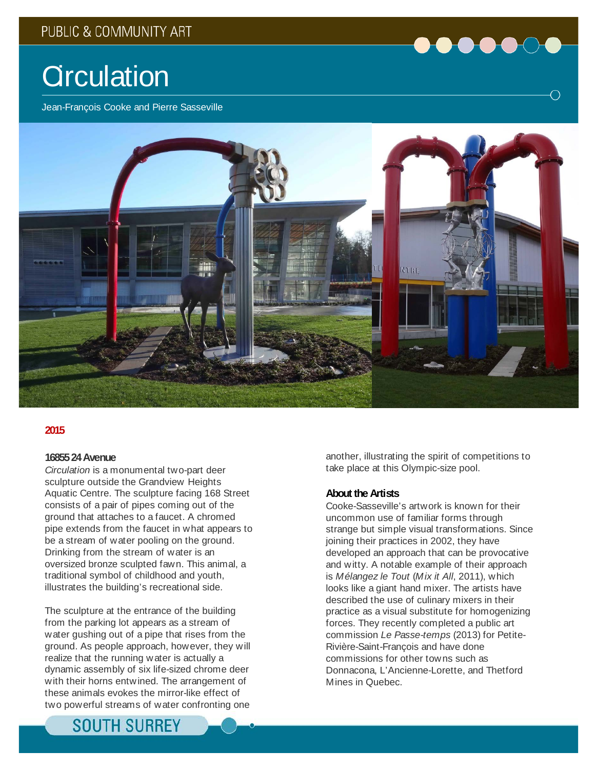PUBLIC & COMMUNITY ART

# Circulation

Jean-François Cooke and Pierre Sasseville

**2015**

**16855 24 Avenue**

*Circulation* is a monumental two-part deer sculpture outside the Grandview Heights Aquatic Centre. The sculpture facing 168 Street consists of a pair of pipes coming out of the ground that attaches to a faucet. A chromed pipe extends from the faucet in what appears to be a stream of water pooling on the ground. Drinking from the stream of water is an oversized bronze sculpted fawn. This animal, a traditional symbol of childhood and youth, illustrates the building's recreational side.

The sculpture at the entrance of the building from the parking lot appears as a stream of water gushing out of a pipe that rises from the ground. As people approach, however, they will realize that the running water is actually a dynamic assembly of six life-sized chrome deer with their horns entwined. The arrangement of these animals evokes the mirror-like effect of two powerful streams of water confronting one another, illustrating the spirit of competitions to take place at this Olympic-size pool.

**About the Artists**

Cooke-Sasseville's artwork is known for their uncommon use of familiar forms through strange but simple visual transformations. Since joining their practices in 2002, they have developed an approach that can be provocative and witty. A notable example of their approach is *Mélangez le Tout* (*Mix it All*, 2011), which looks like a giant hand mixer. The artists have described the use of culinary mixers in their practice as a visual substitute for homogenizing forces. They recently completed a public art commission *Le Passe-temps* (2013) for Petite-Rivière-Saint-François and have done commissions for other towns such as Donnacona, L'Ancienne-Lorette, and Thetford Mines in Quebec.

SOUTH SURREY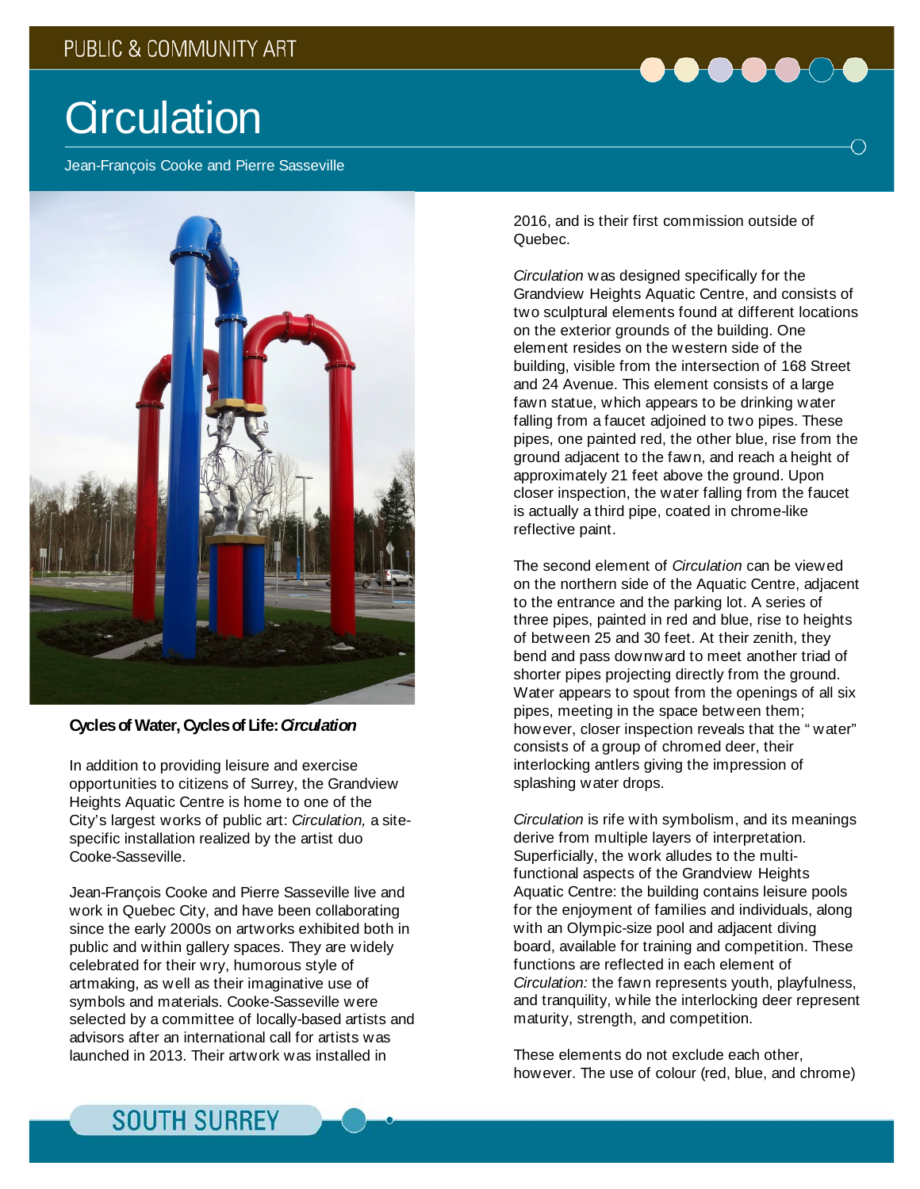PUBLIC & COMMUNITY ART

# Circulation

Jean-François Cooke and Pierre Sasseville

**Cycles of Water, Cycles of Life: *Circulation***

In addition to providing leisure and exercise opportunities to citizens of Surrey, the Grandview Heights Aquatic Centre is home to one of the City's largest works of public art: *Circulation,* a site-specific installation realized by the artist duo Cooke-Sasseville.

Jean-François Cooke and Pierre Sasseville live and work in Quebec City, and have been collaborating since the early 2000s on artworks exhibited both in public and within gallery spaces. They are widely celebrated for their wry, humorous style of artmaking, as well as their imaginative use of symbols and materials. Cooke-Sasseville were selected by a committee of locally-based artists and advisors after an international call for artists was launched in 2013. Their artwork was installed in 2016, and is their first commission outside of Quebec.

*Circulation* was designed specifically for the Grandview Heights Aquatic Centre, and consists of two sculptural elements found at different locations on the exterior grounds of the building. One element resides on the western side of the building, visible from the intersection of 168 Street and 24 Avenue. This element consists of a large fawn statue, which appears to be drinking water falling from a faucet adjoined to two pipes. These pipes, one painted red, the other blue, rise from the ground adjacent to the fawn, and reach a height of approximately 21 feet above the ground. Upon closer inspection, the water falling from the faucet is actually a third pipe, coated in chrome-like reflective paint.

The second element of *Circulation* can be viewed on the northern side of the Aquatic Centre, adjacent to the entrance and the parking lot. A series of three pipes, painted in red and blue, rise to heights of between 25 and 30 feet. At their zenith, they bend and pass downward to meet another triad of shorter pipes projecting directly from the ground. Water appears to spout from the openings of all six pipes, meeting in the space between them; however, closer inspection reveals that the "water" consists of a group of chromed deer, their interlocking antlers giving the impression of splashing water drops.

*Circulation* is rife with symbolism, and its meanings derive from multiple layers of interpretation. Superficially, the work alludes to the multi-functional aspects of the Grandview Heights Aquatic Centre: the building contains leisure pools for the enjoyment of families and individuals, along with an Olympic-size pool and adjacent diving board, available for training and competition. These functions are reflected in each element of *Circulation:* the fawn represents youth, playfulness, and tranquility, while the interlocking deer represent maturity, strength, and competition.

These elements do not exclude each other, however. The use of colour (red, blue, and chrome)

SOUTH SURREY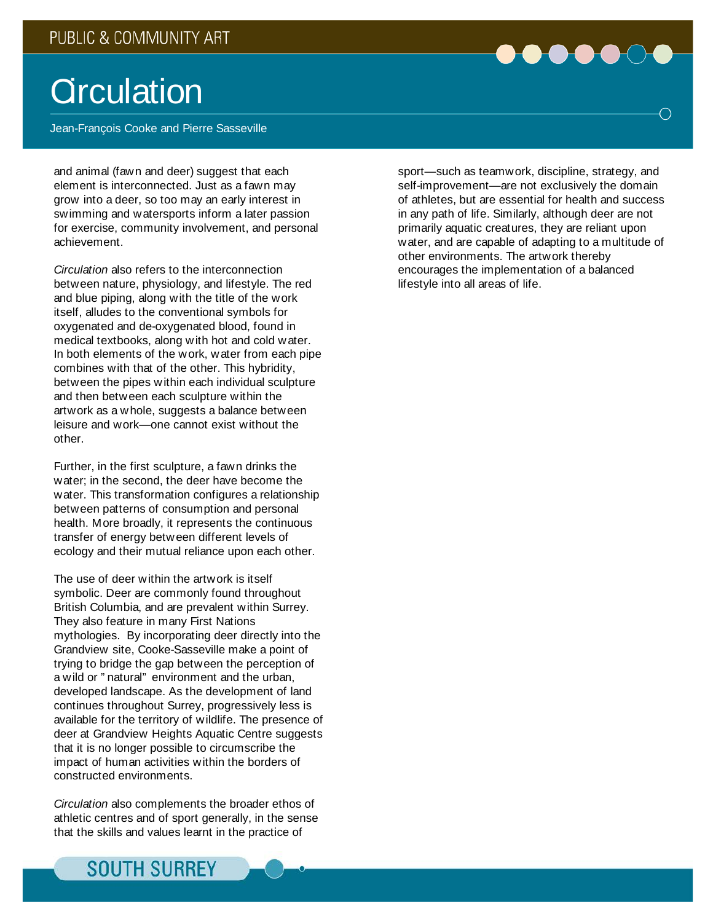and animal (fawn and deer) suggest that each element is interconnected. Just as a fawn may grow into a deer, so too may an early interest in swimming and watersports inform a later passion for exercise, community involvement, and personal achievement.

*Circulation* also refers to the interconnection between nature, physiology, and lifestyle. The red and blue piping, along with the title of the work itself, alludes to the conventional symbols for oxygenated and de-oxygenated blood, found in medical textbooks, along with hot and cold water. In both elements of the work, water from each pipe combines with that of the other. This hybridity, between the pipes within each individual sculpture and then between each sculpture within the artwork as a whole, suggests a balance between leisure and work—one cannot exist without the other.

Further, in the first sculpture, a fawn drinks the water; in the second, the deer have become the water. This transformation configures a relationship between patterns of consumption and personal health. More broadly, it represents the continuous transfer of energy between different levels of ecology and their mutual reliance upon each other.

The use of deer within the artwork is itself symbolic. Deer are commonly found throughout British Columbia, and are prevalent within Surrey. They also feature in many First Nations mythologies. By incorporating deer directly into the Grandview site, Cooke-Sasseville make a point of trying to bridge the gap between the perception of a wild or "natural" environment and the urban, developed landscape. As the development of land continues throughout Surrey, progressively less is available for the territory of wildlife. The presence of deer at Grandview Heights Aquatic Centre suggests that it is no longer possible to circumscribe the impact of human activities within the borders of constructed environments.

*Circulation* also complements the broader ethos of athletic centres and of sport generally, in the sense that the skills and values learnt in the practice of sport—such as teamwork, discipline, strategy, and self-improvement—are not exclusively the domain of athletes, but are essential for health and success in any path of life. Similarly, although deer are not primarily aquatic creatures, they are reliant upon water, and are capable of adapting to a multitude of other environments. The artwork thereby encourages the implementation of a balanced lifestyle into all areas of life.